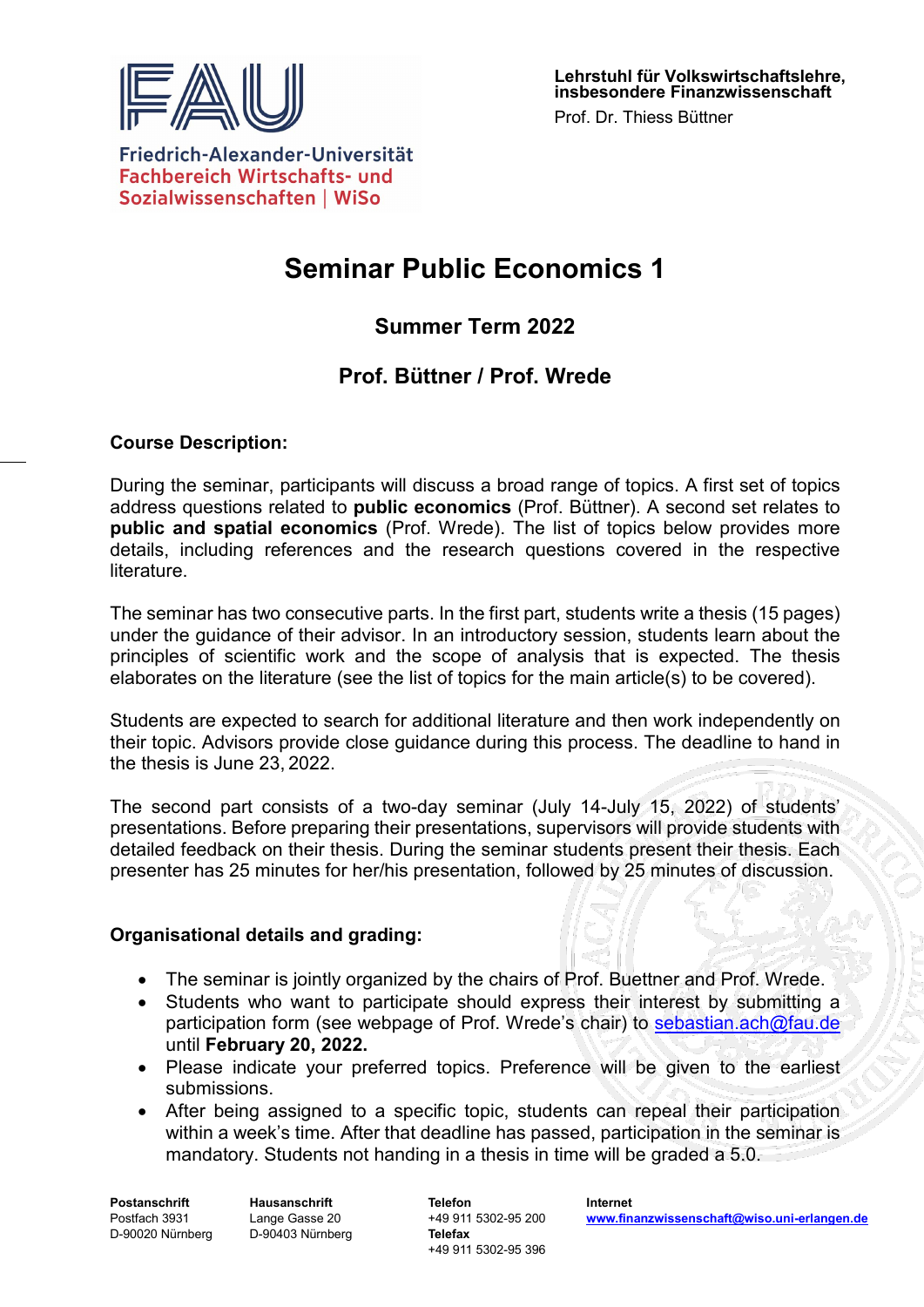Friedrich-Alexander-Universität
Fachbereich Wirtschafts- und Sozialwissenschaften | WiSo

**Lehrstuhl für Volkswirtschaftslehre, insbesondere Finanzwissenschaft**
Prof. Dr. Thiess Büttner

# Seminar Public Economics 1

## Summer Term 2022

## Prof. Büttner / Prof. Wrede

**Course Description:**

During the seminar, participants will discuss a broad range of topics. A first set of topics address questions related to **public economics** (Prof. Büttner). A second set relates to **public and spatial economics** (Prof. Wrede). The list of topics below provides more details, including references and the research questions covered in the respective literature.

The seminar has two consecutive parts. In the first part, students write a thesis (15 pages) under the guidance of their advisor. In an introductory session, students learn about the principles of scientific work and the scope of analysis that is expected. The thesis elaborates on the literature (see the list of topics for the main article(s) to be covered).

Students are expected to search for additional literature and then work independently on their topic. Advisors provide close guidance during this process. The deadline to hand in the thesis is June 23, 2022.

The second part consists of a two-day seminar (July 14-July 15, 2022) of students' presentations. Before preparing their presentations, supervisors will provide students with detailed feedback on their thesis. During the seminar students present their thesis. Each presenter has 25 minutes for her/his presentation, followed by 25 minutes of discussion.

**Organisational details and grading:**

- The seminar is jointly organized by the chairs of Prof. Buettner and Prof. Wrede.
- Students who want to participate should express their interest by submitting a participation form (see webpage of Prof. Wrede's chair) to sebastian.ach@fau.de until **February 20, 2022.**
- Please indicate your preferred topics. Preference will be given to the earliest submissions.
- After being assigned to a specific topic, students can repeal their participation within a week's time. After that deadline has passed, participation in the seminar is mandatory. Students not handing in a thesis in time will be graded a 5.0.

**Postanschrift**
Postfach 3931
D-90020 Nürnberg

**Hausanschrift**
Lange Gasse 20
D-90403 Nürnberg

**Telefon**
+49 911 5302-95 200
**Telefax**
+49 911 5302-95 396

**Internet**
www.finanzwissenschaft@wiso.uni-erlangen.de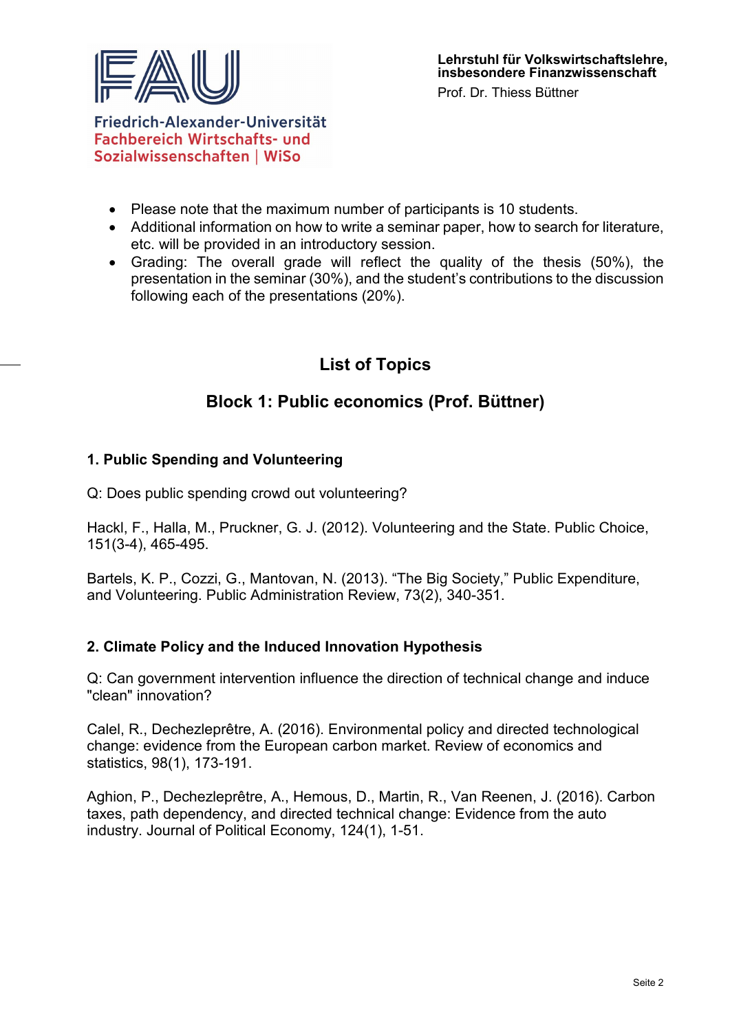- Please note that the maximum number of participants is 10 students.
- Additional information on how to write a seminar paper, how to search for literature, etc. will be provided in an introductory session.
- Grading: The overall grade will reflect the quality of the thesis (50%), the presentation in the seminar (30%), and the student's contributions to the discussion following each of the presentations (20%).

## List of Topics

## Block 1: Public economics (Prof. Büttner)

### 1. Public Spending and Volunteering

Q: Does public spending crowd out volunteering?

Hackl, F., Halla, M., Pruckner, G. J. (2012). Volunteering and the State. Public Choice, 151(3-4), 465-495.

Bartels, K. P., Cozzi, G., Mantovan, N. (2013). "The Big Society," Public Expenditure, and Volunteering. Public Administration Review, 73(2), 340-351.

### 2. Climate Policy and the Induced Innovation Hypothesis

Q: Can government intervention influence the direction of technical change and induce "clean" innovation?

Calel, R., Dechezleprêtre, A. (2016). Environmental policy and directed technological change: evidence from the European carbon market. Review of economics and statistics, 98(1), 173-191.

Aghion, P., Dechezleprêtre, A., Hemous, D., Martin, R., Van Reenen, J. (2016). Carbon taxes, path dependency, and directed technical change: Evidence from the auto industry. Journal of Political Economy, 124(1), 1-51.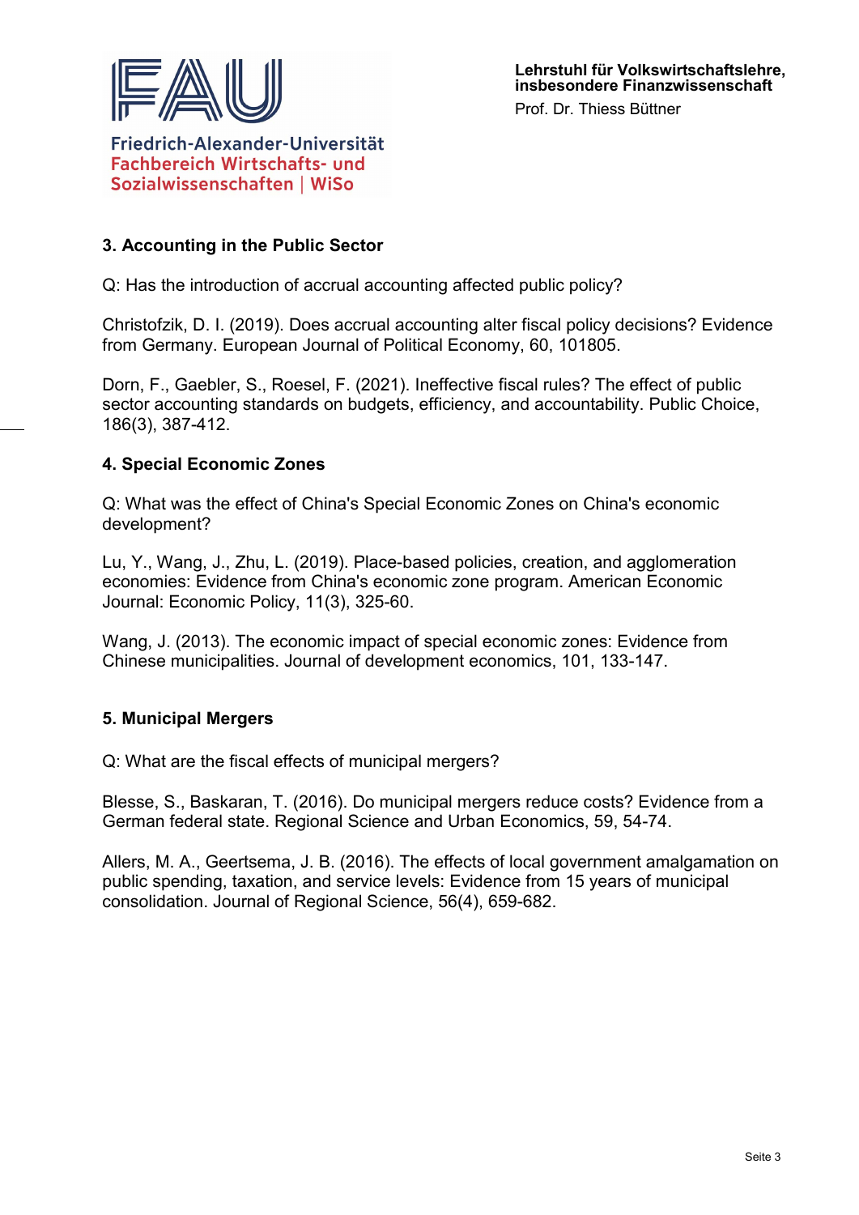### 3. Accounting in the Public Sector

Q: Has the introduction of accrual accounting affected public policy?

Christofzik, D. I. (2019). Does accrual accounting alter fiscal policy decisions? Evidence from Germany. European Journal of Political Economy, 60, 101805.

Dorn, F., Gaebler, S., Roesel, F. (2021). Ineffective fiscal rules? The effect of public sector accounting standards on budgets, efficiency, and accountability. Public Choice, 186(3), 387-412.

### 4. Special Economic Zones

Q: What was the effect of China's Special Economic Zones on China's economic development?

Lu, Y., Wang, J., Zhu, L. (2019). Place-based policies, creation, and agglomeration economies: Evidence from China's economic zone program. American Economic Journal: Economic Policy, 11(3), 325-60.

Wang, J. (2013). The economic impact of special economic zones: Evidence from Chinese municipalities. Journal of development economics, 101, 133-147.

### 5. Municipal Mergers

Q: What are the fiscal effects of municipal mergers?

Blesse, S., Baskaran, T. (2016). Do municipal mergers reduce costs? Evidence from a German federal state. Regional Science and Urban Economics, 59, 54-74.

Allers, M. A., Geertsema, J. B. (2016). The effects of local government amalgamation on public spending, taxation, and service levels: Evidence from 15 years of municipal consolidation. Journal of Regional Science, 56(4), 659-682.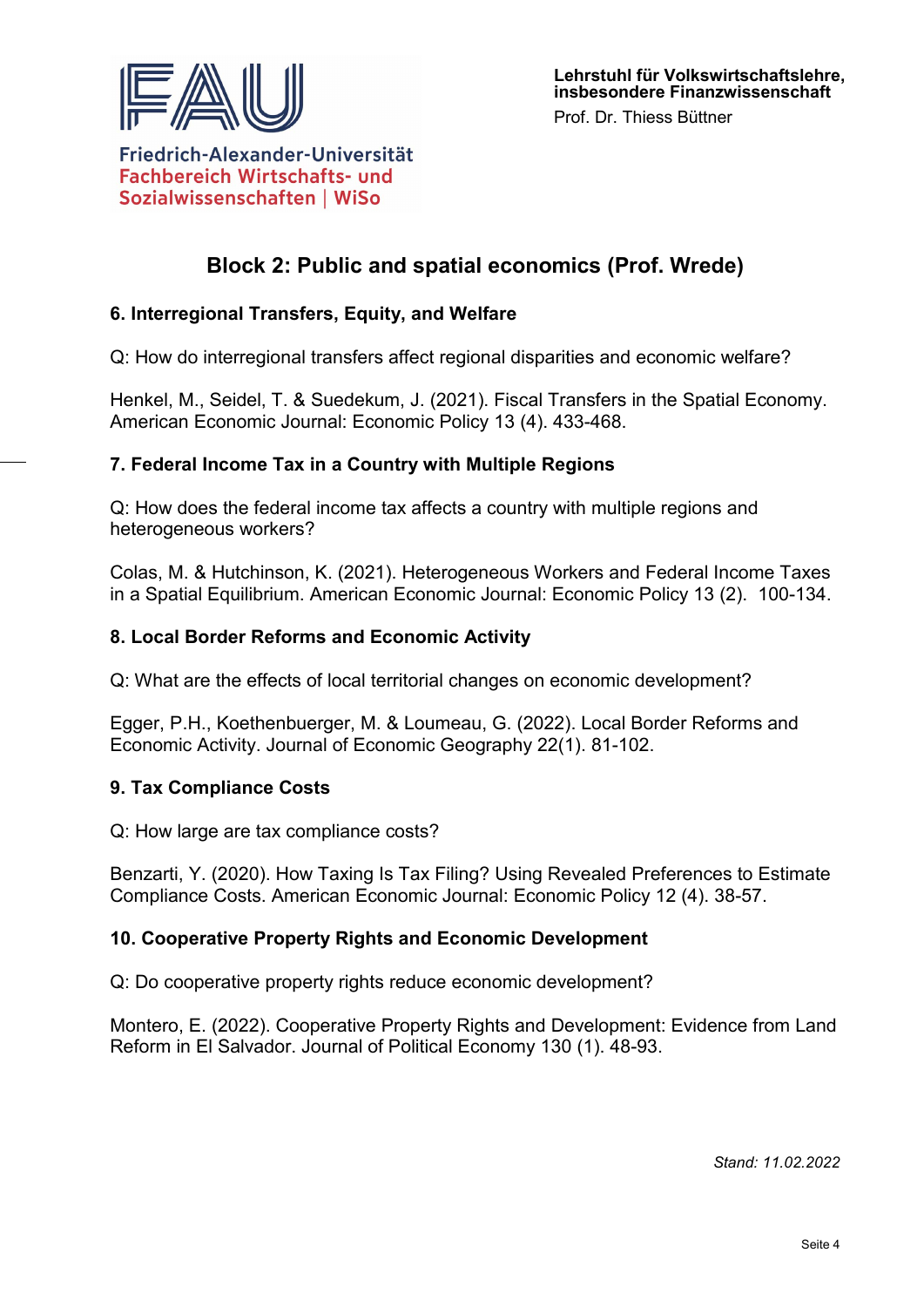## Block 2: Public and spatial economics (Prof. Wrede)

### 6. Interregional Transfers, Equity, and Welfare

Q: How do interregional transfers affect regional disparities and economic welfare?

Henkel, M., Seidel, T. & Suedekum, J. (2021). Fiscal Transfers in the Spatial Economy. American Economic Journal: Economic Policy 13 (4). 433-468.

### 7. Federal Income Tax in a Country with Multiple Regions

Q: How does the federal income tax affects a country with multiple regions and heterogeneous workers?

Colas, M. & Hutchinson, K. (2021). Heterogeneous Workers and Federal Income Taxes in a Spatial Equilibrium. American Economic Journal: Economic Policy 13 (2). 100-134.

### 8. Local Border Reforms and Economic Activity

Q: What are the effects of local territorial changes on economic development?

Egger, P.H., Koethenbuerger, M. & Loumeau, G. (2022). Local Border Reforms and Economic Activity. Journal of Economic Geography 22(1). 81-102.

### 9. Tax Compliance Costs

Q: How large are tax compliance costs?

Benzarti, Y. (2020). How Taxing Is Tax Filing? Using Revealed Preferences to Estimate Compliance Costs. American Economic Journal: Economic Policy 12 (4). 38-57.

### 10. Cooperative Property Rights and Economic Development

Q: Do cooperative property rights reduce economic development?

Montero, E. (2022). Cooperative Property Rights and Development: Evidence from Land Reform in El Salvador. Journal of Political Economy 130 (1). 48-93.

*Stand: 11.02.2022*